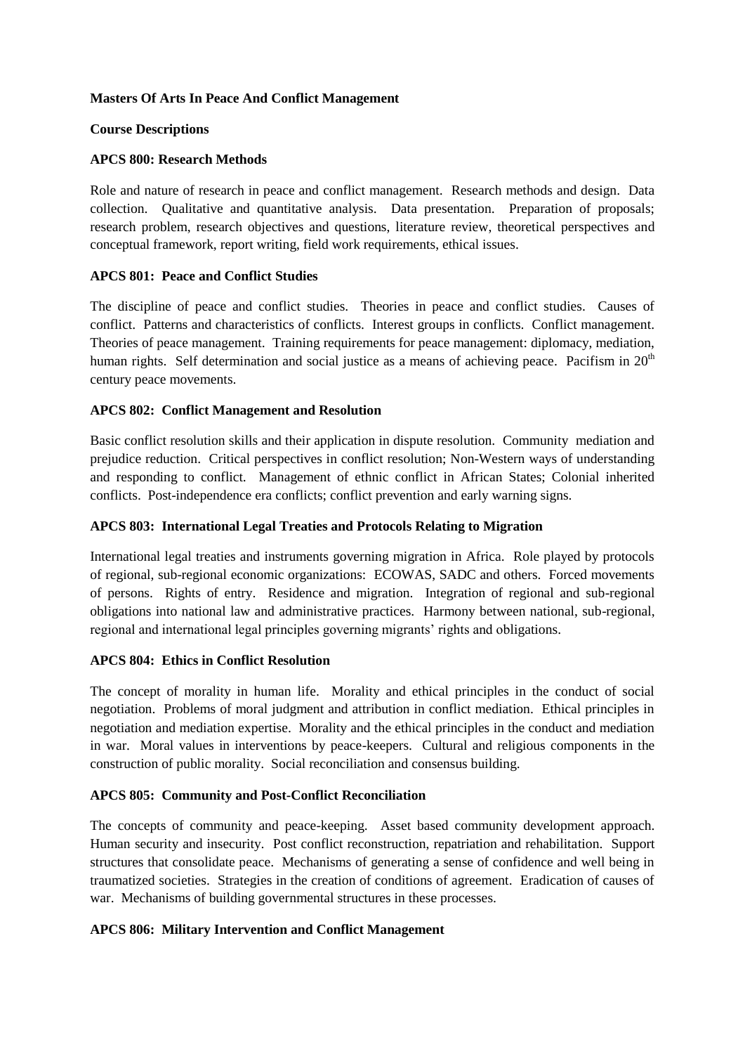**Masters Of Arts In Peace And Conflict Management**

**Course Descriptions**

**APCS 800: Research Methods**

Role and nature of research in peace and conflict management. Research methods and design. Data collection. Qualitative and quantitative analysis. Data presentation. Preparation of proposals; research problem, research objectives and questions, literature review, theoretical perspectives and conceptual framework, report writing, field work requirements, ethical issues.

**APCS 801: Peace and Conflict Studies**

The discipline of peace and conflict studies. Theories in peace and conflict studies. Causes of conflict. Patterns and characteristics of conflicts. Interest groups in conflicts. Conflict management. Theories of peace management. Training requirements for peace management: diplomacy, mediation, human rights. Self determination and social justice as a means of achieving peace. Pacifism in $20^{th}$ century peace movements.

**APCS 802: Conflict Management and Resolution**

Basic conflict resolution skills and their application in dispute resolution. Community mediation and prejudice reduction. Critical perspectives in conflict resolution; Non-Western ways of understanding and responding to conflict. Management of ethnic conflict in African States; Colonial inherited conflicts. Post-independence era conflicts; conflict prevention and early warning signs.

**APCS 803: International Legal Treaties and Protocols Relating to Migration**

International legal treaties and instruments governing migration in Africa. Role played by protocols of regional, sub-regional economic organizations: ECOWAS, SADC and others. Forced movements of persons. Rights of entry. Residence and migration. Integration of regional and sub-regional obligations into national law and administrative practices. Harmony between national, sub-regional, regional and international legal principles governing migrants' rights and obligations.

**APCS 804: Ethics in Conflict Resolution**

The concept of morality in human life. Morality and ethical principles in the conduct of social negotiation. Problems of moral judgment and attribution in conflict mediation. Ethical principles in negotiation and mediation expertise. Morality and the ethical principles in the conduct and mediation in war. Moral values in interventions by peace-keepers. Cultural and religious components in the construction of public morality. Social reconciliation and consensus building.

**APCS 805: Community and Post-Conflict Reconciliation**

The concepts of community and peace-keeping. Asset based community development approach. Human security and insecurity. Post conflict reconstruction, repatriation and rehabilitation. Support structures that consolidate peace. Mechanisms of generating a sense of confidence and well being in traumatized societies. Strategies in the creation of conditions of agreement. Eradication of causes of war. Mechanisms of building governmental structures in these processes.

**APCS 806: Military Intervention and Conflict Management**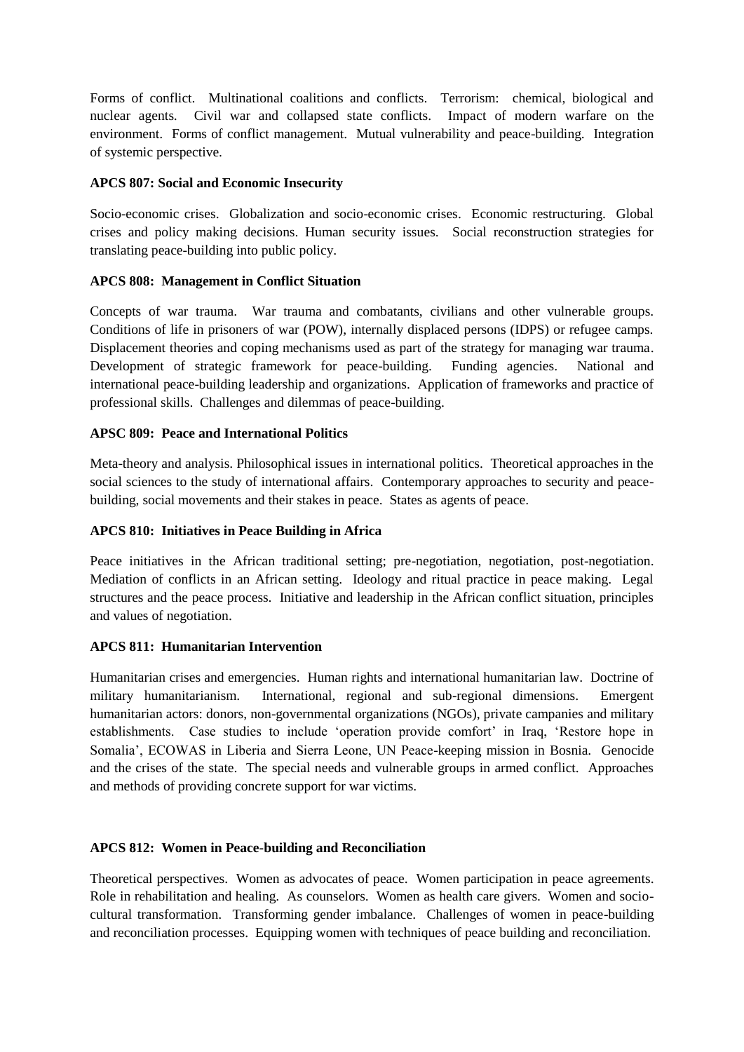Forms of conflict. Multinational coalitions and conflicts. Terrorism: chemical, biological and nuclear agents. Civil war and collapsed state conflicts. Impact of modern warfare on the environment. Forms of conflict management. Mutual vulnerability and peace-building. Integration of systemic perspective.

**APCS 807: Social and Economic Insecurity**

Socio-economic crises. Globalization and socio-economic crises. Economic restructuring. Global crises and policy making decisions. Human security issues. Social reconstruction strategies for translating peace-building into public policy.

**APCS 808: Management in Conflict Situation**

Concepts of war trauma. War trauma and combatants, civilians and other vulnerable groups. Conditions of life in prisoners of war (POW), internally displaced persons (IDPS) or refugee camps. Displacement theories and coping mechanisms used as part of the strategy for managing war trauma. Development of strategic framework for peace-building. Funding agencies. National and international peace-building leadership and organizations. Application of frameworks and practice of professional skills. Challenges and dilemmas of peace-building.

**APSC 809: Peace and International Politics**

Meta-theory and analysis. Philosophical issues in international politics. Theoretical approaches in the social sciences to the study of international affairs. Contemporary approaches to security and peace-building, social movements and their stakes in peace. States as agents of peace.

**APCS 810: Initiatives in Peace Building in Africa**

Peace initiatives in the African traditional setting; pre-negotiation, negotiation, post-negotiation. Mediation of conflicts in an African setting. Ideology and ritual practice in peace making. Legal structures and the peace process. Initiative and leadership in the African conflict situation, principles and values of negotiation.

**APCS 811: Humanitarian Intervention**

Humanitarian crises and emergencies. Human rights and international humanitarian law. Doctrine of military humanitarianism. International, regional and sub-regional dimensions. Emergent humanitarian actors: donors, non-governmental organizations (NGOs), private campanies and military establishments. Case studies to include 'operation provide comfort' in Iraq, 'Restore hope in Somalia', ECOWAS in Liberia and Sierra Leone, UN Peace-keeping mission in Bosnia. Genocide and the crises of the state. The special needs and vulnerable groups in armed conflict. Approaches and methods of providing concrete support for war victims.

**APCS 812: Women in Peace-building and Reconciliation**

Theoretical perspectives. Women as advocates of peace. Women participation in peace agreements. Role in rehabilitation and healing. As counselors. Women as health care givers. Women and socio-cultural transformation. Transforming gender imbalance. Challenges of women in peace-building and reconciliation processes. Equipping women with techniques of peace building and reconciliation.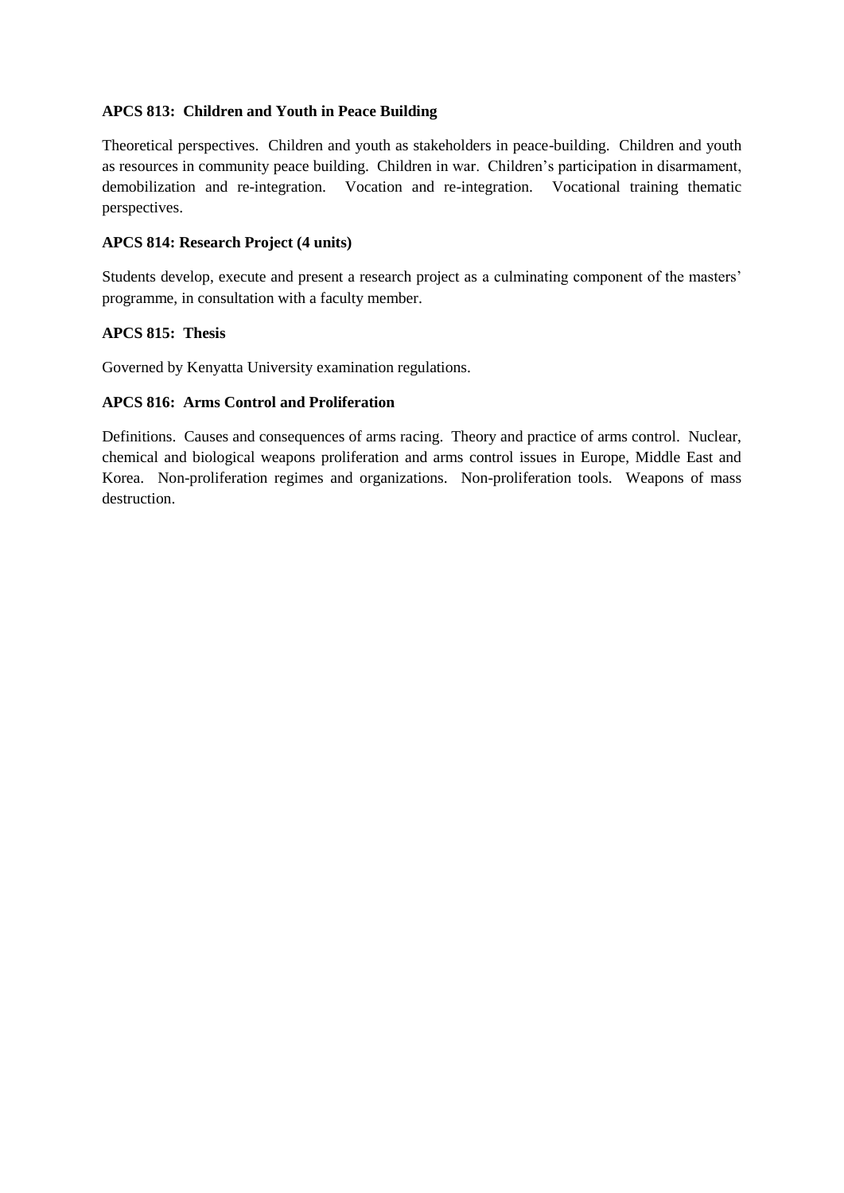**APCS 813: Children and Youth in Peace Building**

Theoretical perspectives. Children and youth as stakeholders in peace-building. Children and youth as resources in community peace building. Children in war. Children's participation in disarmament, demobilization and re-integration. Vocation and re-integration. Vocational training thematic perspectives.

**APCS 814: Research Project (4 units)**

Students develop, execute and present a research project as a culminating component of the masters' programme, in consultation with a faculty member.

**APCS 815: Thesis**

Governed by Kenyatta University examination regulations.

**APCS 816: Arms Control and Proliferation**

Definitions. Causes and consequences of arms racing. Theory and practice of arms control. Nuclear, chemical and biological weapons proliferation and arms control issues in Europe, Middle East and Korea. Non-proliferation regimes and organizations. Non-proliferation tools. Weapons of mass destruction.